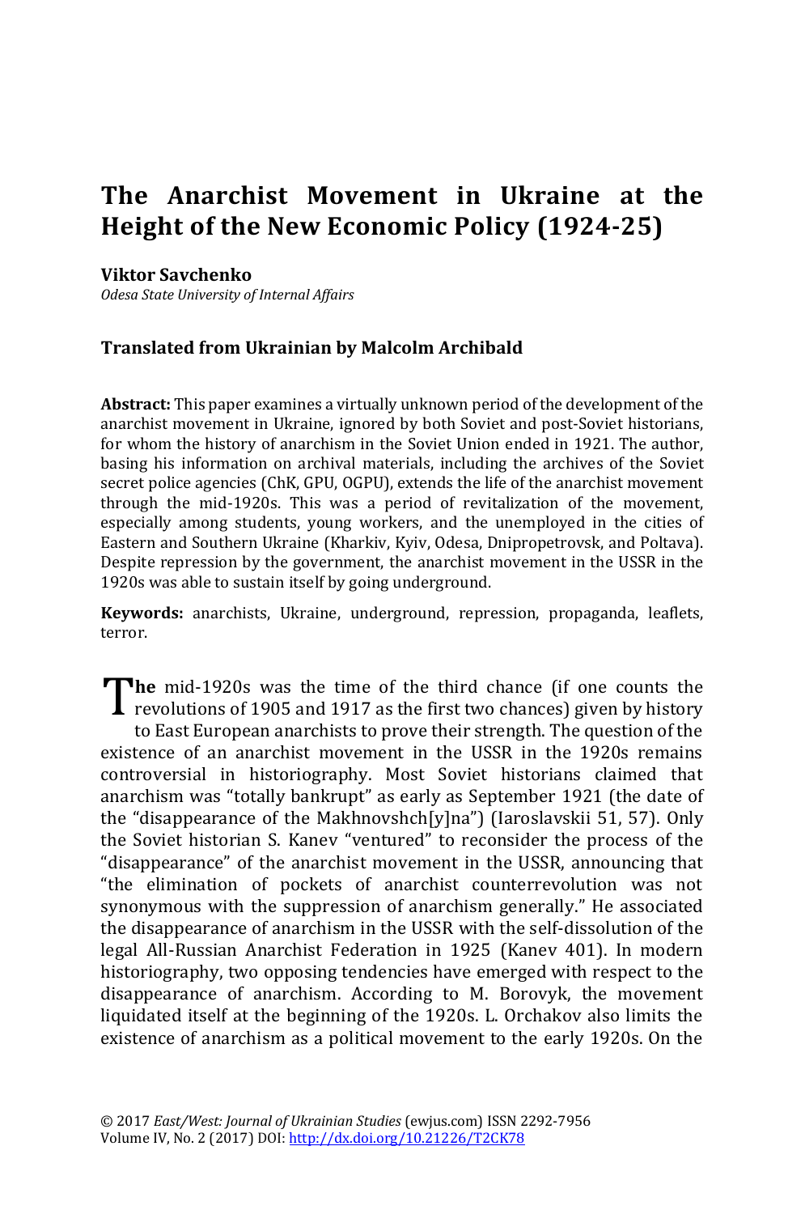# The Anarchist Movement in Ukraine at the Height of the New Economic Policy (1924-25)

**Viktor Savchenko**
*Odesa State University of Internal Affairs*

**Translated from Ukrainian by Malcolm Archibald**

**Abstract:** This paper examines a virtually unknown period of the development of the anarchist movement in Ukraine, ignored by both Soviet and post-Soviet historians, for whom the history of anarchism in the Soviet Union ended in 1921. The author, basing his information on archival materials, including the archives of the Soviet secret police agencies (ChK, GPU, OGPU), extends the life of the anarchist movement through the mid-1920s. This was a period of revitalization of the movement, especially among students, young workers, and the unemployed in the cities of Eastern and Southern Ukraine (Kharkiv, Kyiv, Odesa, Dnipropetrovsk, and Poltava). Despite repression by the government, the anarchist movement in the USSR in the 1920s was able to sustain itself by going underground.

**Keywords:** anarchists, Ukraine, underground, repression, propaganda, leaflets, terror.

**The** mid-1920s was the time of the third chance (if one counts the revolutions of 1905 and 1917 as the first two chances) given by history to East European anarchists to prove their strength. The question of the existence of an anarchist movement in the USSR in the 1920s remains controversial in historiography. Most Soviet historians claimed that anarchism was "totally bankrupt" as early as September 1921 (the date of the "disappearance of the Makhnovshch[y]na") (Iaroslavskii 51, 57). Only the Soviet historian S. Kanev "ventured" to reconsider the process of the "disappearance" of the anarchist movement in the USSR, announcing that "the elimination of pockets of anarchist counterrevolution was not synonymous with the suppression of anarchism generally." He associated the disappearance of anarchism in the USSR with the self-dissolution of the legal All-Russian Anarchist Federation in 1925 (Kanev 401). In modern historiography, two opposing tendencies have emerged with respect to the disappearance of anarchism. According to M. Borovyk, the movement liquidated itself at the beginning of the 1920s. L. Orchakov also limits the existence of anarchism as a political movement to the early 1920s. On the

© 2017 *East/West: Journal of Ukrainian Studies* (ewjus.com) ISSN 2292-7956
Volume IV, No. 2 (2017) DOI: http://dx.doi.org/10.21226/T2CK78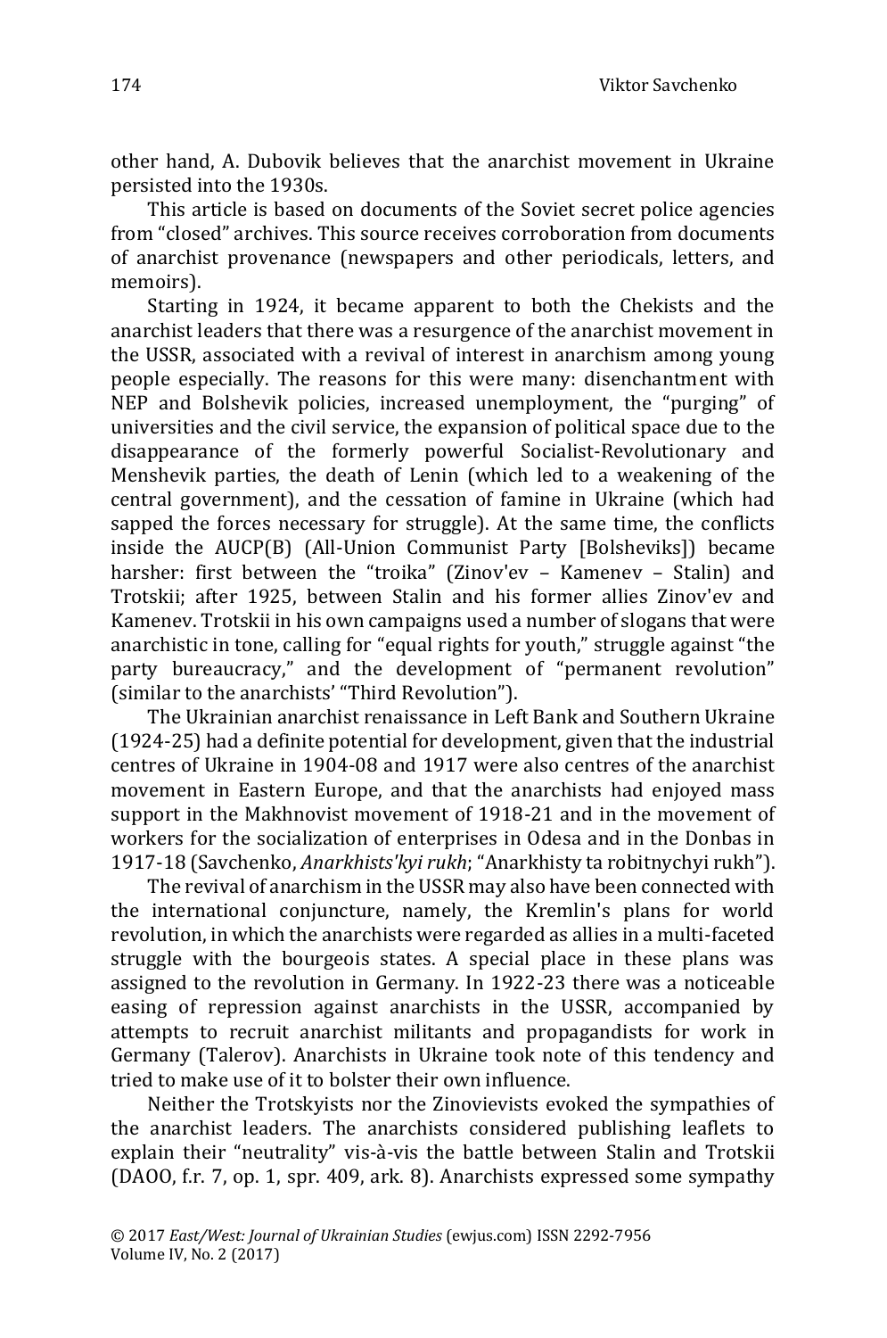other hand, A. Dubovik believes that the anarchist movement in Ukraine persisted into the 1930s.

This article is based on documents of the Soviet secret police agencies from "closed" archives. This source receives corroboration from documents of anarchist provenance (newspapers and other periodicals, letters, and memoirs).

Starting in 1924, it became apparent to both the Chekists and the anarchist leaders that there was a resurgence of the anarchist movement in the USSR, associated with a revival of interest in anarchism among young people especially. The reasons for this were many: disenchantment with NEP and Bolshevik policies, increased unemployment, the "purging" of universities and the civil service, the expansion of political space due to the disappearance of the formerly powerful Socialist-Revolutionary and Menshevik parties, the death of Lenin (which led to a weakening of the central government), and the cessation of famine in Ukraine (which had sapped the forces necessary for struggle). At the same time, the conflicts inside the AUCP(B) (All-Union Communist Party [Bolsheviks]) became harsher: first between the "troika" (Zinov'ev – Kamenev – Stalin) and Trotskii; after 1925, between Stalin and his former allies Zinov'ev and Kamenev. Trotskii in his own campaigns used a number of slogans that were anarchistic in tone, calling for "equal rights for youth," struggle against "the party bureaucracy," and the development of "permanent revolution" (similar to the anarchists' "Third Revolution").

The Ukrainian anarchist renaissance in Left Bank and Southern Ukraine (1924-25) had a definite potential for development, given that the industrial centres of Ukraine in 1904-08 and 1917 were also centres of the anarchist movement in Eastern Europe, and that the anarchists had enjoyed mass support in the Makhnovist movement of 1918-21 and in the movement of workers for the socialization of enterprises in Odesa and in the Donbas in 1917-18 (Savchenko, *Anarkhists'kyi rukh*; "Anarkhisty ta robitnychyi rukh").

The revival of anarchism in the USSR may also have been connected with the international conjuncture, namely, the Kremlin's plans for world revolution, in which the anarchists were regarded as allies in a multi-faceted struggle with the bourgeois states. A special place in these plans was assigned to the revolution in Germany. In 1922-23 there was a noticeable easing of repression against anarchists in the USSR, accompanied by attempts to recruit anarchist militants and propagandists for work in Germany (Talerov). Anarchists in Ukraine took note of this tendency and tried to make use of it to bolster their own influence.

Neither the Trotskyists nor the Zinovievists evoked the sympathies of the anarchist leaders. The anarchists considered publishing leaflets to explain their "neutrality" vis-à-vis the battle between Stalin and Trotskii (DAOO, f.r. 7, op. 1, spr. 409, ark. 8). Anarchists expressed some sympathy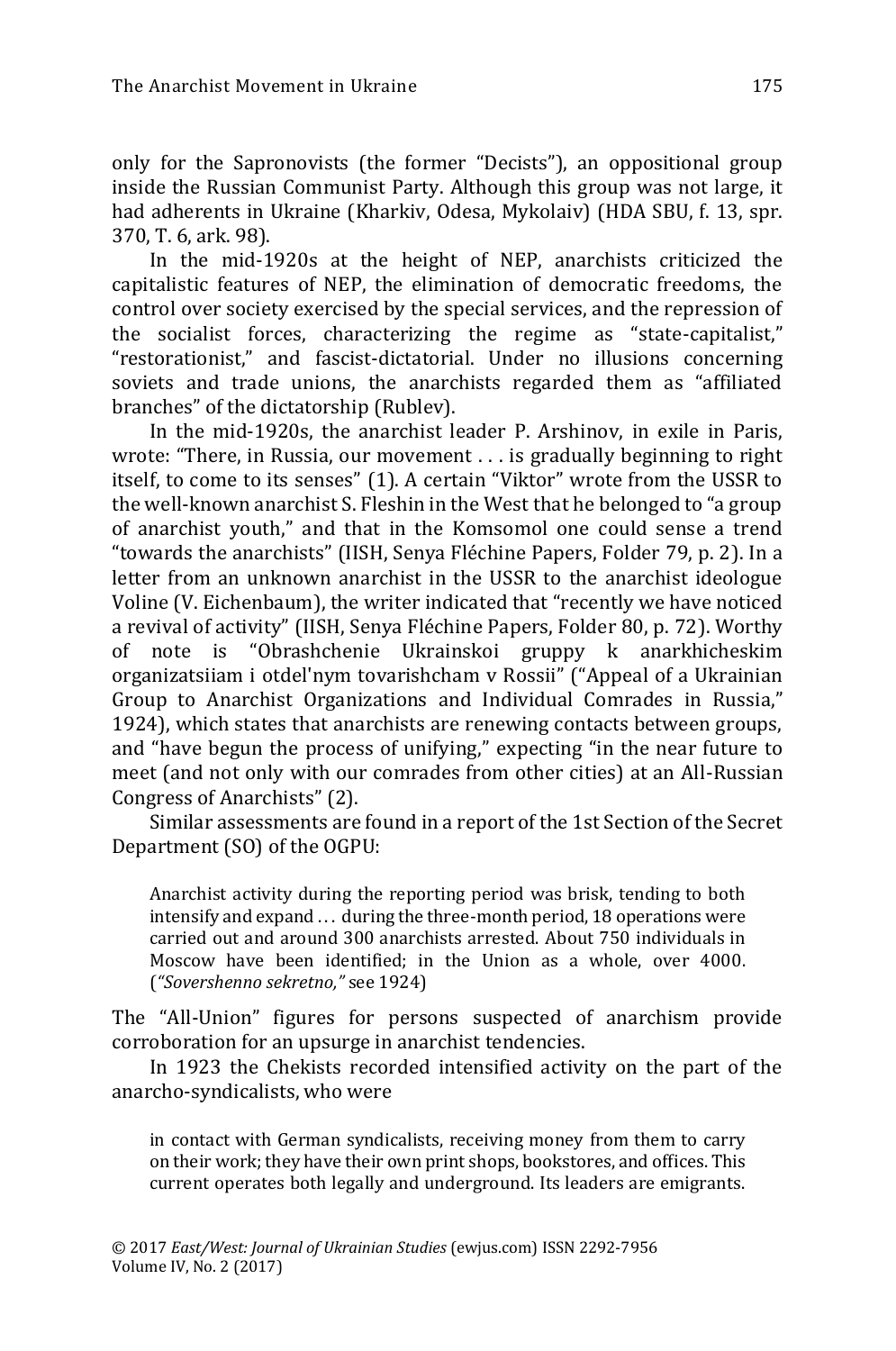only for the Sapronovists (the former "Decists"), an oppositional group inside the Russian Communist Party. Although this group was not large, it had adherents in Ukraine (Kharkiv, Odesa, Mykolaiv) (HDA SBU, f. 13, spr. 370, T. 6, ark. 98).

In the mid-1920s at the height of NEP, anarchists criticized the capitalistic features of NEP, the elimination of democratic freedoms, the control over society exercised by the special services, and the repression of the socialist forces, characterizing the regime as "state-capitalist," "restorationist," and fascist-dictatorial. Under no illusions concerning soviets and trade unions, the anarchists regarded them as "affiliated branches" of the dictatorship (Rublev).

In the mid-1920s, the anarchist leader P. Arshinov, in exile in Paris, wrote: "There, in Russia, our movement . . . is gradually beginning to right itself, to come to its senses" (1). A certain "Viktor" wrote from the USSR to the well-known anarchist S. Fleshin in the West that he belonged to "a group of anarchist youth," and that in the Komsomol one could sense a trend "towards the anarchists" (IISH, Senya Fléchine Papers, Folder 79, p. 2). In a letter from an unknown anarchist in the USSR to the anarchist ideologue Voline (V. Eichenbaum), the writer indicated that "recently we have noticed a revival of activity" (IISH, Senya Fléchine Papers, Folder 80, p. 72). Worthy of note is "Obrashchenie Ukrainskoi gruppy k anarkhicheskim organizatsiiam i otdel'nym tovarishcham v Rossii" ("Appeal of a Ukrainian Group to Anarchist Organizations and Individual Comrades in Russia," 1924), which states that anarchists are renewing contacts between groups, and "have begun the process of unifying," expecting "in the near future to meet (and not only with our comrades from other cities) at an All-Russian Congress of Anarchists" (2).

Similar assessments are found in a report of the 1st Section of the Secret Department (SO) of the OGPU:

> Anarchist activity during the reporting period was brisk, tending to both intensify and expand . . . during the three-month period, 18 operations were carried out and around 300 anarchists arrested. About 750 individuals in Moscow have been identified; in the Union as a whole, over 4000. (*"Sovershenno sekretno,"* see 1924)

The "All-Union" figures for persons suspected of anarchism provide corroboration for an upsurge in anarchist tendencies.

In 1923 the Chekists recorded intensified activity on the part of the anarcho-syndicalists, who were

> in contact with German syndicalists, receiving money from them to carry on their work; they have their own print shops, bookstores, and offices. This current operates both legally and underground. Its leaders are emigrants.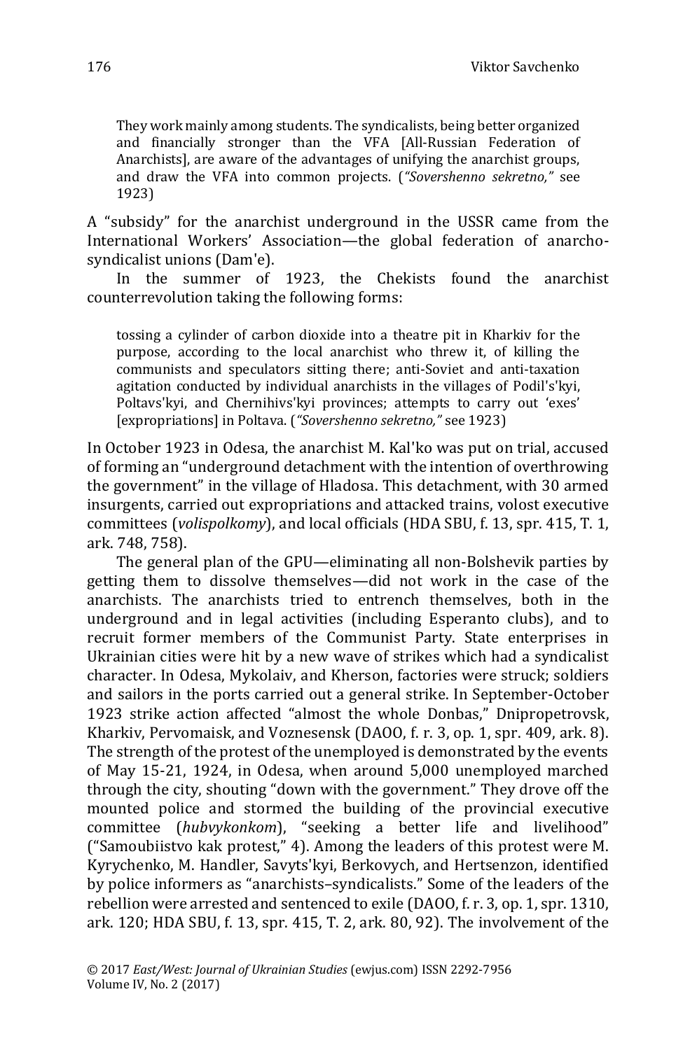> They work mainly among students. The syndicalists, being better organized and financially stronger than the VFA [All-Russian Federation of Anarchists], are aware of the advantages of unifying the anarchist groups, and draw the VFA into common projects. (*"Sovershenno sekretno,"* see 1923)

A "subsidy" for the anarchist underground in the USSR came from the International Workers' Association—the global federation of anarcho-syndicalist unions (Dam'e).

In the summer of 1923, the Chekists found the anarchist counterrevolution taking the following forms:

> tossing a cylinder of carbon dioxide into a theatre pit in Kharkiv for the purpose, according to the local anarchist who threw it, of killing the communists and speculators sitting there; anti-Soviet and anti-taxation agitation conducted by individual anarchists in the villages of Podil's'kyi, Poltavs'kyi, and Chernihivs'kyi provinces; attempts to carry out 'exes' [expropriations] in Poltava. (*"Sovershenno sekretno,"* see 1923)

In October 1923 in Odesa, the anarchist M. Kal'ko was put on trial, accused of forming an "underground detachment with the intention of overthrowing the government" in the village of Hladosa. This detachment, with 30 armed insurgents, carried out expropriations and attacked trains, volost executive committees (*volispolkomy*), and local officials (HDA SBU, f. 13, spr. 415, T. 1, ark. 748, 758).

The general plan of the GPU—eliminating all non-Bolshevik parties by getting them to dissolve themselves—did not work in the case of the anarchists. The anarchists tried to entrench themselves, both in the underground and in legal activities (including Esperanto clubs), and to recruit former members of the Communist Party. State enterprises in Ukrainian cities were hit by a new wave of strikes which had a syndicalist character. In Odesa, Mykolaiv, and Kherson, factories were struck; soldiers and sailors in the ports carried out a general strike. In September-October 1923 strike action affected "almost the whole Donbas," Dnipropetrovsk, Kharkiv, Pervomaisk, and Voznesensk (DAOO, f. r. 3, op. 1, spr. 409, ark. 8). The strength of the protest of the unemployed is demonstrated by the events of May 15-21, 1924, in Odesa, when around 5,000 unemployed marched through the city, shouting "down with the government." They drove off the mounted police and stormed the building of the provincial executive committee (*hubvykonkom*), "seeking a better life and livelihood" ("Samoubiistvo kak protest," 4). Among the leaders of this protest were M. Kyrychenko, M. Handler, Savyts'kyi, Berkovych, and Hertsenzon, identified by police informers as "anarchists–syndicalists." Some of the leaders of the rebellion were arrested and sentenced to exile (DAOO, f. r. 3, op. 1, spr. 1310, ark. 120; HDA SBU, f. 13, spr. 415, T. 2, ark. 80, 92). The involvement of the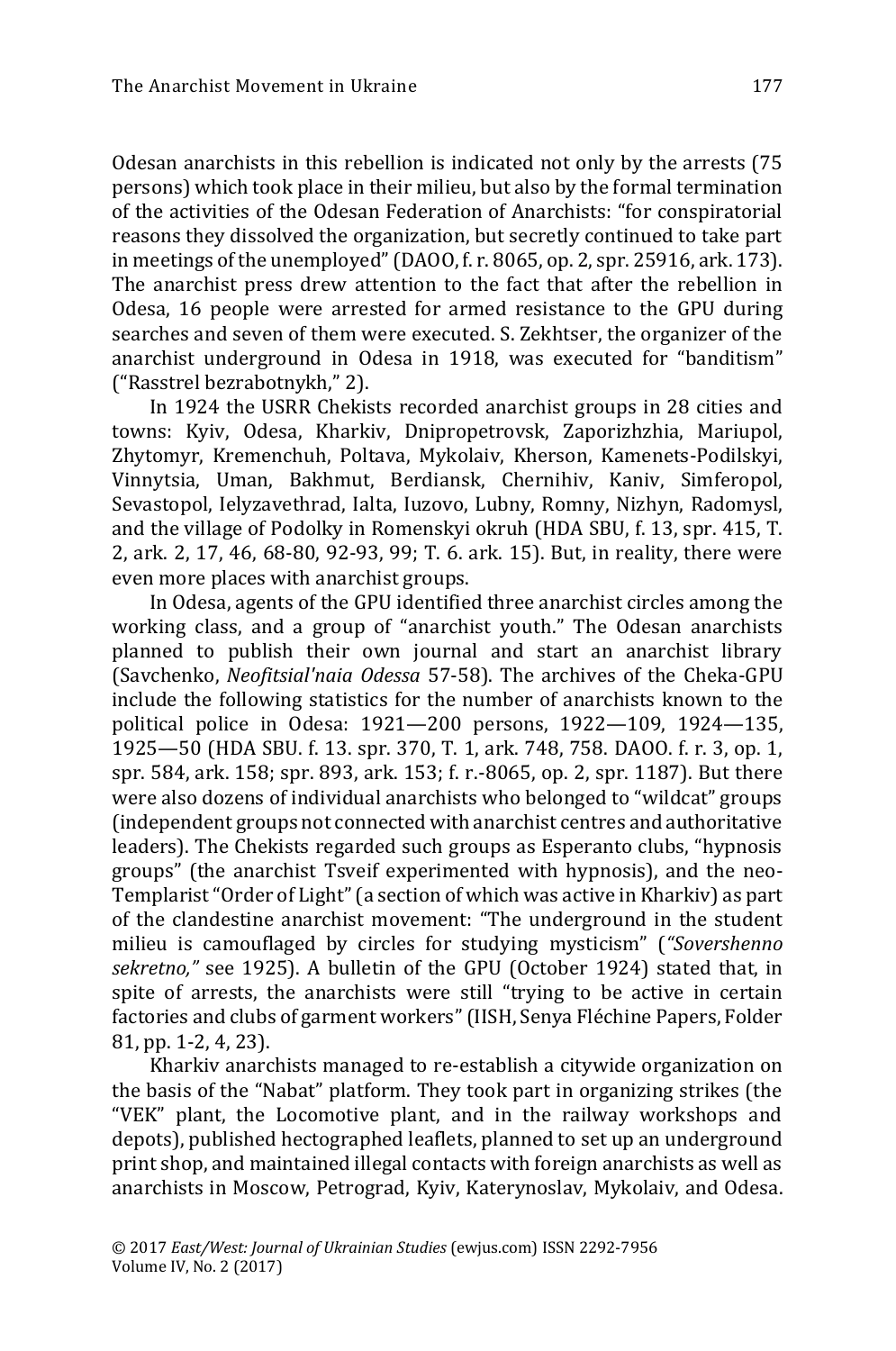Odesan anarchists in this rebellion is indicated not only by the arrests (75 persons) which took place in their milieu, but also by the formal termination of the activities of the Odesan Federation of Anarchists: "for conspiratorial reasons they dissolved the organization, but secretly continued to take part in meetings of the unemployed" (DAOO, f. r. 8065, op. 2, spr. 25916, ark. 173). The anarchist press drew attention to the fact that after the rebellion in Odesa, 16 people were arrested for armed resistance to the GPU during searches and seven of them were executed. S. Zekhtser, the organizer of the anarchist underground in Odesa in 1918, was executed for "banditism" ("Rasstrel bezrabotnykh," 2).

In 1924 the USRR Chekists recorded anarchist groups in 28 cities and towns: Kyiv, Odesa, Kharkiv, Dnipropetrovsk, Zaporizhzhia, Mariupol, Zhytomyr, Kremenchuh, Poltava, Mykolaiv, Kherson, Kamenets-Podilskyi, Vinnytsia, Uman, Bakhmut, Berdiansk, Chernihiv, Kaniv, Simferopol, Sevastopol, Ielyzavethrad, Ialta, Iuzovo, Lubny, Romny, Nizhyn, Radomysl, and the village of Podolky in Romenskyi okruh (HDA SBU, f. 13, spr. 415, T. 2, ark. 2, 17, 46, 68-80, 92-93, 99; T. 6. ark. 15). But, in reality, there were even more places with anarchist groups.

In Odesa, agents of the GPU identified three anarchist circles among the working class, and a group of "anarchist youth." The Odesan anarchists planned to publish their own journal and start an anarchist library (Savchenko, *Neofitsial'naia Odessa* 57-58). The archives of the Cheka-GPU include the following statistics for the number of anarchists known to the political police in Odesa: 1921—200 persons, 1922—109, 1924—135, 1925—50 (HDA SBU. f. 13. spr. 370, T. 1, ark. 748, 758. DAOO. f. r. 3, op. 1, spr. 584, ark. 158; spr. 893, ark. 153; f. r.-8065, op. 2, spr. 1187). But there were also dozens of individual anarchists who belonged to "wildcat" groups (independent groups not connected with anarchist centres and authoritative leaders). The Chekists regarded such groups as Esperanto clubs, "hypnosis groups" (the anarchist Tsveif experimented with hypnosis), and the neo-Templarist "Order of Light" (a section of which was active in Kharkiv) as part of the clandestine anarchist movement: "The underground in the student milieu is camouflaged by circles for studying mysticism" (*"Sovershenno sekretno,"* see 1925). A bulletin of the GPU (October 1924) stated that, in spite of arrests, the anarchists were still "trying to be active in certain factories and clubs of garment workers" (IISH, Senya Fléchine Papers, Folder 81, pp. 1-2, 4, 23).

Kharkiv anarchists managed to re-establish a citywide organization on the basis of the "Nabat" platform. They took part in organizing strikes (the "VEK" plant, the Locomotive plant, and in the railway workshops and depots), published hectographed leaflets, planned to set up an underground print shop, and maintained illegal contacts with foreign anarchists as well as anarchists in Moscow, Petrograd, Kyiv, Katerynoslav, Mykolaiv, and Odesa.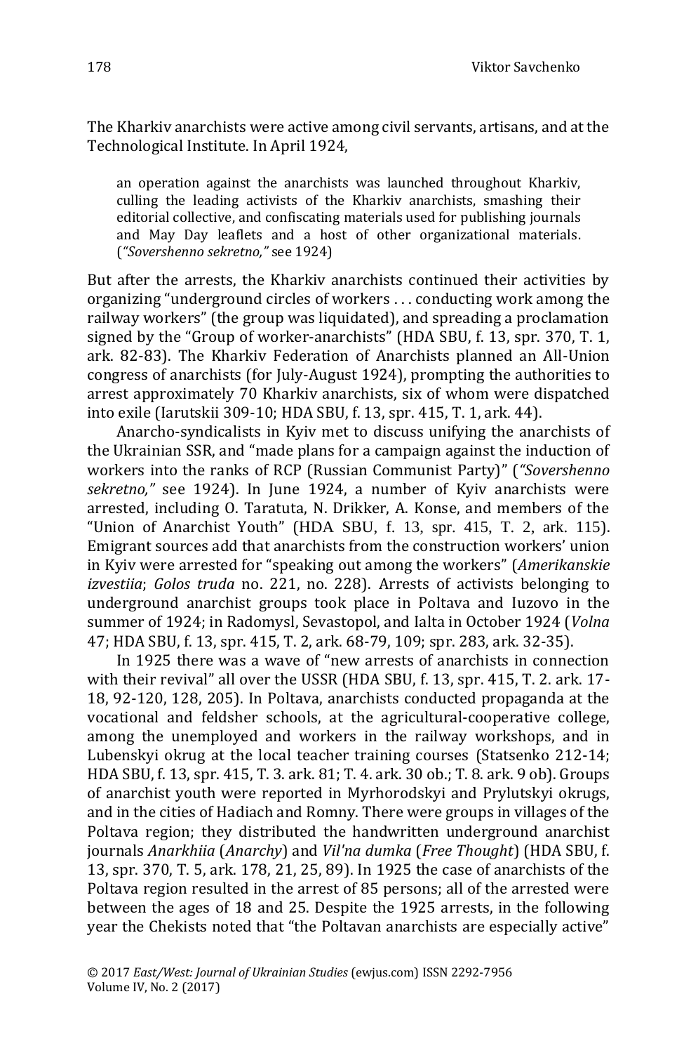The Kharkiv anarchists were active among civil servants, artisans, and at the Technological Institute. In April 1924,

> an operation against the anarchists was launched throughout Kharkiv, culling the leading activists of the Kharkiv anarchists, smashing their editorial collective, and confiscating materials used for publishing journals and May Day leaflets and a host of other organizational materials. (*"Sovershenno sekretno,"* see 1924)

But after the arrests, the Kharkiv anarchists continued their activities by organizing "underground circles of workers . . . conducting work among the railway workers" (the group was liquidated), and spreading a proclamation signed by the "Group of worker-anarchists" (HDA SBU, f. 13, spr. 370, T. 1, ark. 82-83). The Kharkiv Federation of Anarchists planned an All-Union congress of anarchists (for July-August 1924), prompting the authorities to arrest approximately 70 Kharkiv anarchists, six of whom were dispatched into exile (Iarutskii 309-10; HDA SBU, f. 13, spr. 415, T. 1, ark. 44).

Anarcho-syndicalists in Kyiv met to discuss unifying the anarchists of the Ukrainian SSR, and "made plans for a campaign against the induction of workers into the ranks of RCP (Russian Communist Party)" (*"Sovershenno sekretno,"* see 1924). In June 1924, a number of Kyiv anarchists were arrested, including O. Taratuta, N. Drikker, A. Konse, and members of the "Union of Anarchist Youth" (HDA SBU, f. 13, spr. 415, T. 2, ark. 115). Emigrant sources add that anarchists from the construction workers' union in Kyiv were arrested for "speaking out among the workers" (*Amerikanskie izvestiia*; *Golos truda* no. 221, no. 228). Arrests of activists belonging to underground anarchist groups took place in Poltava and Iuzovo in the summer of 1924; in Radomysl, Sevastopol, and Ialta in October 1924 (*Volna* 47; HDA SBU, f. 13, spr. 415, T. 2, ark. 68-79, 109; spr. 283, ark. 32-35).

In 1925 there was a wave of "new arrests of anarchists in connection with their revival" all over the USSR (HDA SBU, f. 13, spr. 415, T. 2. ark. 17-18, 92-120, 128, 205). In Poltava, anarchists conducted propaganda at the vocational and feldsher schools, at the agricultural-cooperative college, among the unemployed and workers in the railway workshops, and in Lubenskyi okrug at the local teacher training courses (Statsenko 212-14; HDA SBU, f. 13, spr. 415, T. 3. ark. 81; T. 4. ark. 30 ob.; T. 8. ark. 9 ob). Groups of anarchist youth were reported in Myrhorodskyi and Prylutskyi okrugs, and in the cities of Hadiach and Romny. There were groups in villages of the Poltava region; they distributed the handwritten underground anarchist journals *Anarkhiia* (*Anarchy*) and *Vil'na dumka* (*Free Thought*) (HDA SBU, f. 13, spr. 370, T. 5, ark. 178, 21, 25, 89). In 1925 the case of anarchists of the Poltava region resulted in the arrest of 85 persons; all of the arrested were between the ages of 18 and 25. Despite the 1925 arrests, in the following year the Chekists noted that "the Poltavan anarchists are especially active"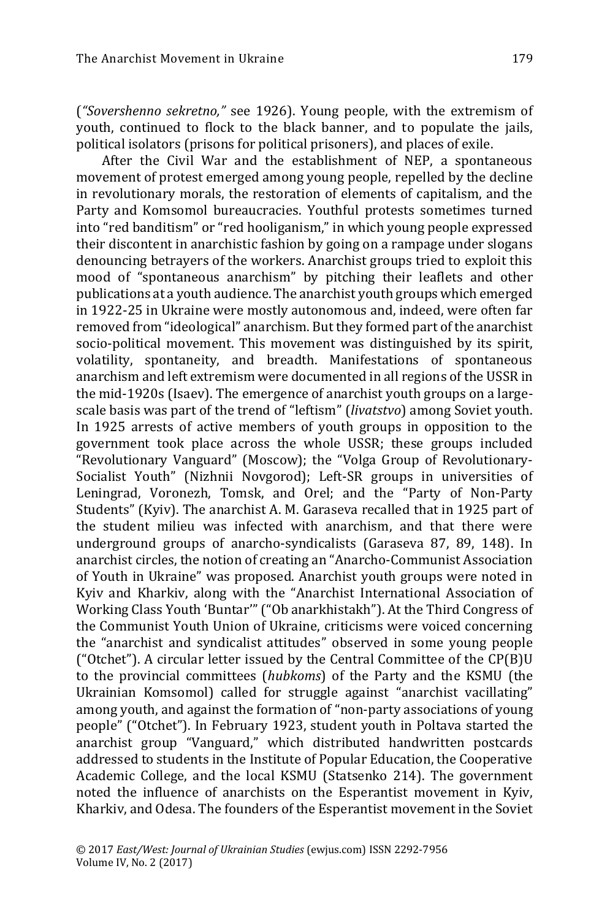(*"Sovershenno sekretno,"* see 1926). Young people, with the extremism of youth, continued to flock to the black banner, and to populate the jails, political isolators (prisons for political prisoners), and places of exile.

After the Civil War and the establishment of NEP, a spontaneous movement of protest emerged among young people, repelled by the decline in revolutionary morals, the restoration of elements of capitalism, and the Party and Komsomol bureaucracies. Youthful protests sometimes turned into "red banditism" or "red hooliganism," in which young people expressed their discontent in anarchistic fashion by going on a rampage under slogans denouncing betrayers of the workers. Anarchist groups tried to exploit this mood of "spontaneous anarchism" by pitching their leaflets and other publications at a youth audience. The anarchist youth groups which emerged in 1922-25 in Ukraine were mostly autonomous and, indeed, were often far removed from "ideological" anarchism. But they formed part of the anarchist socio-political movement. This movement was distinguished by its spirit, volatility, spontaneity, and breadth. Manifestations of spontaneous anarchism and left extremism were documented in all regions of the USSR in the mid-1920s (Isaev). The emergence of anarchist youth groups on a large-scale basis was part of the trend of "leftism" (*livatstvo*) among Soviet youth. In 1925 arrests of active members of youth groups in opposition to the government took place across the whole USSR; these groups included "Revolutionary Vanguard" (Moscow); the "Volga Group of Revolutionary-Socialist Youth" (Nizhnii Novgorod); Left-SR groups in universities of Leningrad, Voronezh, Tomsk, and Orel; and the "Party of Non-Party Students" (Kyiv). The anarchist A. M. Garaseva recalled that in 1925 part of the student milieu was infected with anarchism, and that there were underground groups of anarcho-syndicalists (Garaseva 87, 89, 148). In anarchist circles, the notion of creating an "Anarcho-Communist Association of Youth in Ukraine" was proposed. Anarchist youth groups were noted in Kyiv and Kharkiv, along with the "Anarchist International Association of Working Class Youth 'Buntar'" ("Ob anarkhistakh"). At the Third Congress of the Communist Youth Union of Ukraine, criticisms were voiced concerning the "anarchist and syndicalist attitudes" observed in some young people ("Otchet"). A circular letter issued by the Central Committee of the CP(B)U to the provincial committees (*hubkoms*) of the Party and the KSMU (the Ukrainian Komsomol) called for struggle against "anarchist vacillating" among youth, and against the formation of "non-party associations of young people" ("Otchet"). In February 1923, student youth in Poltava started the anarchist group "Vanguard," which distributed handwritten postcards addressed to students in the Institute of Popular Education, the Cooperative Academic College, and the local KSMU (Statsenko 214). The government noted the influence of anarchists on the Esperantist movement in Kyiv, Kharkiv, and Odesa. The founders of the Esperantist movement in the Soviet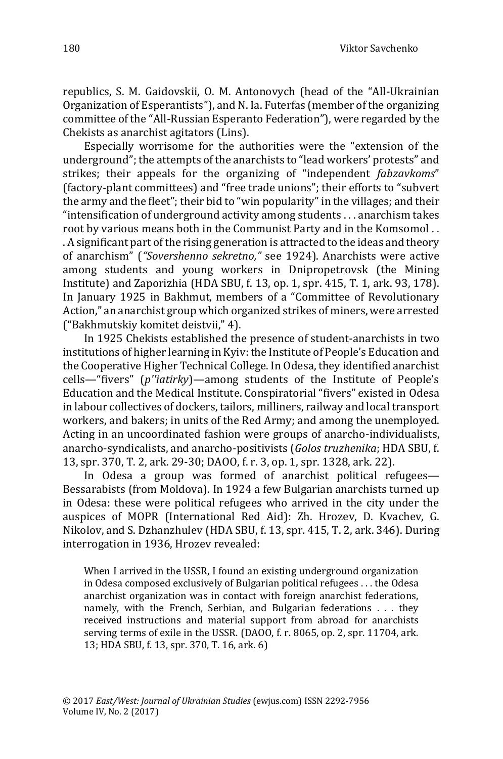republics, S. M. Gaidovskii, O. M. Antonovych (head of the "All-Ukrainian Organization of Esperantists"), and N. Ia. Futerfas (member of the organizing committee of the "All-Russian Esperanto Federation"), were regarded by the Chekists as anarchist agitators (Lins).

Especially worrisome for the authorities were the "extension of the underground"; the attempts of the anarchists to "lead workers' protests" and strikes; their appeals for the organizing of "independent *fabzavkoms*" (factory-plant committees) and "free trade unions"; their efforts to "subvert the army and the fleet"; their bid to "win popularity" in the villages; and their "intensification of underground activity among students . . . anarchism takes root by various means both in the Communist Party and in the Komsomol . . . A significant part of the rising generation is attracted to the ideas and theory of anarchism" (*"Sovershenno sekretno,"* see 1924). Anarchists were active among students and young workers in Dnipropetrovsk (the Mining Institute) and Zaporizhia (HDA SBU, f. 13, op. 1, spr. 415, T. 1, ark. 93, 178). In January 1925 in Bakhmut, members of a "Committee of Revolutionary Action," an anarchist group which organized strikes of miners, were arrested ("Bakhmutskiy komitet deistvii," 4).

In 1925 Chekists established the presence of student-anarchists in two institutions of higher learning in Kyiv: the Institute of People's Education and the Cooperative Higher Technical College. In Odesa, they identified anarchist cells—"fivers" (*p''iatirky*)—among students of the Institute of People's Education and the Medical Institute. Conspiratorial "fivers" existed in Odesa in labour collectives of dockers, tailors, milliners, railway and local transport workers, and bakers; in units of the Red Army; and among the unemployed. Acting in an uncoordinated fashion were groups of anarcho-individualists, anarcho-syndicalists, and anarcho-positivists (*Golos truzhenika*; HDA SBU, f. 13, spr. 370, T. 2, ark. 29-30; DAOO, f. r. 3, op. 1, spr. 1328, ark. 22).

In Odesa a group was formed of anarchist political refugees—Bessarabists (from Moldova). In 1924 a few Bulgarian anarchists turned up in Odesa: these were political refugees who arrived in the city under the auspices of MOPR (International Red Aid): Zh. Hrozev, D. Kvachev, G. Nikolov, and S. Dzhanzhulev (HDA SBU, f. 13, spr. 415, T. 2, ark. 346). During interrogation in 1936, Hrozev revealed:

> When I arrived in the USSR, I found an existing underground organization in Odesa composed exclusively of Bulgarian political refugees . . . the Odesa anarchist organization was in contact with foreign anarchist federations, namely, with the French, Serbian, and Bulgarian federations . . . they received instructions and material support from abroad for anarchists serving terms of exile in the USSR. (DAOO, f. r. 8065, op. 2, spr. 11704, ark. 13; HDA SBU, f. 13, spr. 370, T. 16, ark. 6)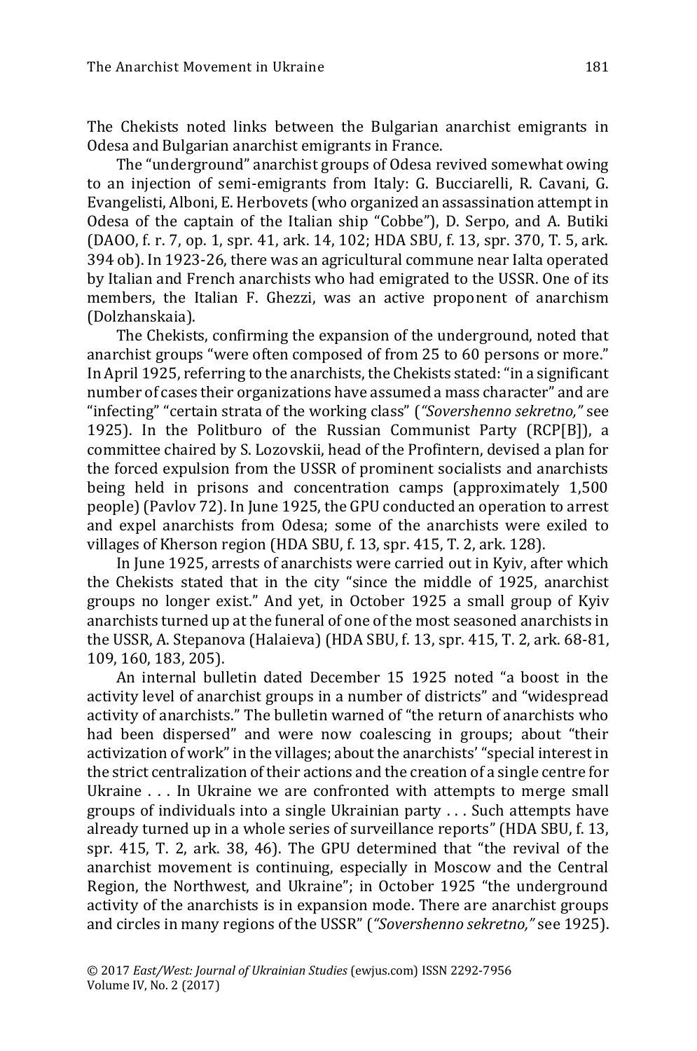The Chekists noted links between the Bulgarian anarchist emigrants in Odesa and Bulgarian anarchist emigrants in France.

The "underground" anarchist groups of Odesa revived somewhat owing to an injection of semi-emigrants from Italy: G. Bucciarelli, R. Cavani, G. Evangelisti, Alboni, E. Herbovets (who organized an assassination attempt in Odesa of the captain of the Italian ship "Cobbe"), D. Serpo, and A. Butiki (DAOO, f. r. 7, op. 1, spr. 41, ark. 14, 102; HDA SBU, f. 13, spr. 370, T. 5, ark. 394 ob). In 1923-26, there was an agricultural commune near Ialta operated by Italian and French anarchists who had emigrated to the USSR. One of its members, the Italian F. Ghezzi, was an active proponent of anarchism (Dolzhanskaia).

The Chekists, confirming the expansion of the underground, noted that anarchist groups "were often composed of from 25 to 60 persons or more." In April 1925, referring to the anarchists, the Chekists stated: "in a significant number of cases their organizations have assumed a mass character" and are "infecting" "certain strata of the working class" (*"Sovershenno sekretno,"* see 1925). In the Politburo of the Russian Communist Party (RCP[B]), a committee chaired by S. Lozovskii, head of the Profintern, devised a plan for the forced expulsion from the USSR of prominent socialists and anarchists being held in prisons and concentration camps (approximately 1,500 people) (Pavlov 72). In June 1925, the GPU conducted an operation to arrest and expel anarchists from Odesa; some of the anarchists were exiled to villages of Kherson region (HDA SBU, f. 13, spr. 415, T. 2, ark. 128).

In June 1925, arrests of anarchists were carried out in Kyiv, after which the Chekists stated that in the city "since the middle of 1925, anarchist groups no longer exist." And yet, in October 1925 a small group of Kyiv anarchists turned up at the funeral of one of the most seasoned anarchists in the USSR, A. Stepanova (Halaieva) (HDA SBU, f. 13, spr. 415, T. 2, ark. 68-81, 109, 160, 183, 205).

An internal bulletin dated December 15 1925 noted "a boost in the activity level of anarchist groups in a number of districts" and "widespread activity of anarchists." The bulletin warned of "the return of anarchists who had been dispersed" and were now coalescing in groups; about "their activization of work" in the villages; about the anarchists' "special interest in the strict centralization of their actions and the creation of a single centre for Ukraine . . . In Ukraine we are confronted with attempts to merge small groups of individuals into a single Ukrainian party . . . Such attempts have already turned up in a whole series of surveillance reports" (HDA SBU, f. 13, spr. 415, T. 2, ark. 38, 46). The GPU determined that "the revival of the anarchist movement is continuing, especially in Moscow and the Central Region, the Northwest, and Ukraine"; in October 1925 "the underground activity of the anarchists is in expansion mode. There are anarchist groups and circles in many regions of the USSR" (*"Sovershenno sekretno,"* see 1925).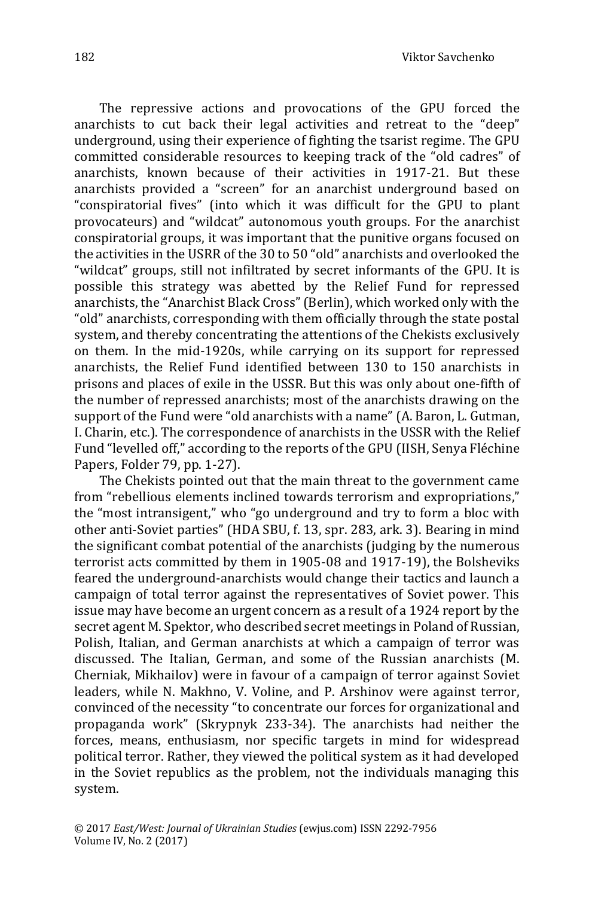The repressive actions and provocations of the GPU forced the anarchists to cut back their legal activities and retreat to the "deep" underground, using their experience of fighting the tsarist regime. The GPU committed considerable resources to keeping track of the "old cadres" of anarchists, known because of their activities in 1917-21. But these anarchists provided a "screen" for an anarchist underground based on "conspiratorial fives" (into which it was difficult for the GPU to plant provocateurs) and "wildcat" autonomous youth groups. For the anarchist conspiratorial groups, it was important that the punitive organs focused on the activities in the USRR of the 30 to 50 "old" anarchists and overlooked the "wildcat" groups, still not infiltrated by secret informants of the GPU. It is possible this strategy was abetted by the Relief Fund for repressed anarchists, the "Anarchist Black Cross" (Berlin), which worked only with the "old" anarchists, corresponding with them officially through the state postal system, and thereby concentrating the attentions of the Chekists exclusively on them. In the mid-1920s, while carrying on its support for repressed anarchists, the Relief Fund identified between 130 to 150 anarchists in prisons and places of exile in the USSR. But this was only about one-fifth of the number of repressed anarchists; most of the anarchists drawing on the support of the Fund were "old anarchists with a name" (A. Baron, L. Gutman, I. Charin, etc.). The correspondence of anarchists in the USSR with the Relief Fund "levelled off," according to the reports of the GPU (IISH, Senya Fléchine Papers, Folder 79, pp. 1-27).

The Chekists pointed out that the main threat to the government came from "rebellious elements inclined towards terrorism and expropriations," the "most intransigent," who "go underground and try to form a bloc with other anti-Soviet parties" (HDA SBU, f. 13, spr. 283, ark. 3). Bearing in mind the significant combat potential of the anarchists (judging by the numerous terrorist acts committed by them in 1905-08 and 1917-19), the Bolsheviks feared the underground-anarchists would change their tactics and launch a campaign of total terror against the representatives of Soviet power. This issue may have become an urgent concern as a result of a 1924 report by the secret agent M. Spektor, who described secret meetings in Poland of Russian, Polish, Italian, and German anarchists at which a campaign of terror was discussed. The Italian, German, and some of the Russian anarchists (M. Cherniak, Mikhailov) were in favour of a campaign of terror against Soviet leaders, while N. Makhno, V. Voline, and P. Arshinov were against terror, convinced of the necessity "to concentrate our forces for organizational and propaganda work" (Skrypnyk 233-34). The anarchists had neither the forces, means, enthusiasm, nor specific targets in mind for widespread political terror. Rather, they viewed the political system as it had developed in the Soviet republics as the problem, not the individuals managing this system.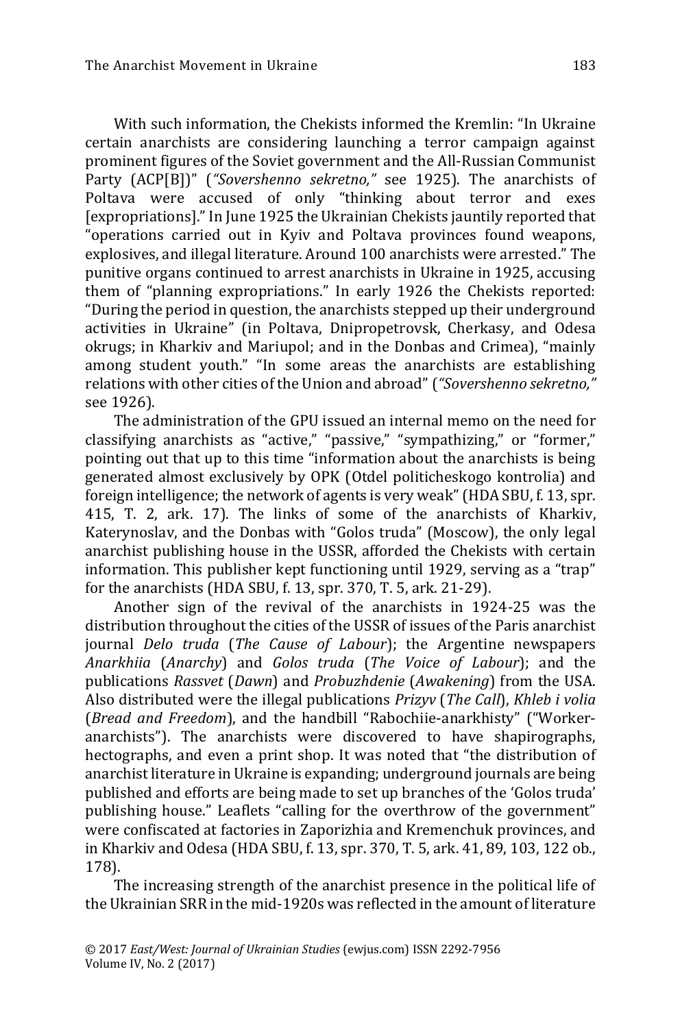With such information, the Chekists informed the Kremlin: "In Ukraine certain anarchists are considering launching a terror campaign against prominent figures of the Soviet government and the All-Russian Communist Party (ACP[B])" (*"Sovershenno sekretno,"* see 1925). The anarchists of Poltava were accused of only "thinking about terror and exes [expropriations]." In June 1925 the Ukrainian Chekists jauntily reported that "operations carried out in Kyiv and Poltava provinces found weapons, explosives, and illegal literature. Around 100 anarchists were arrested." The punitive organs continued to arrest anarchists in Ukraine in 1925, accusing them of "planning expropriations." In early 1926 the Chekists reported: "During the period in question, the anarchists stepped up their underground activities in Ukraine" (in Poltava, Dnipropetrovsk, Cherkasy, and Odesa okrugs; in Kharkiv and Mariupol; and in the Donbas and Crimea), "mainly among student youth." "In some areas the anarchists are establishing relations with other cities of the Union and abroad" (*"Sovershenno sekretno,"* see 1926).

The administration of the GPU issued an internal memo on the need for classifying anarchists as "active," "passive," "sympathizing," or "former," pointing out that up to this time "information about the anarchists is being generated almost exclusively by OPK (Otdel politicheskogo kontrolia) and foreign intelligence; the network of agents is very weak" (HDA SBU, f. 13, spr. 415, T. 2, ark. 17). The links of some of the anarchists of Kharkiv, Katerynoslav, and the Donbas with "Golos truda" (Moscow), the only legal anarchist publishing house in the USSR, afforded the Chekists with certain information. This publisher kept functioning until 1929, serving as a "trap" for the anarchists (HDA SBU, f. 13, spr. 370, T. 5, ark. 21-29).

Another sign of the revival of the anarchists in 1924-25 was the distribution throughout the cities of the USSR of issues of the Paris anarchist journal *Delo truda* (*The Cause of Labour*); the Argentine newspapers *Anarkhiia* (*Anarchy*) and *Golos truda* (*The Voice of Labour*); and the publications *Rassvet* (*Dawn*) and *Probuzhdenie* (*Awakening*) from the USA. Also distributed were the illegal publications *Prizyv* (*The Call*), *Khleb i volia* (*Bread and Freedom*), and the handbill "Rabochiie-anarkhisty" ("Worker-anarchists"). The anarchists were discovered to have shapirographs, hectographs, and even a print shop. It was noted that "the distribution of anarchist literature in Ukraine is expanding; underground journals are being published and efforts are being made to set up branches of the 'Golos truda' publishing house." Leaflets "calling for the overthrow of the government" were confiscated at factories in Zaporizhia and Kremenchuk provinces, and in Kharkiv and Odesa (HDA SBU, f. 13, spr. 370, T. 5, ark. 41, 89, 103, 122 ob., 178).

The increasing strength of the anarchist presence in the political life of the Ukrainian SRR in the mid-1920s was reflected in the amount of literature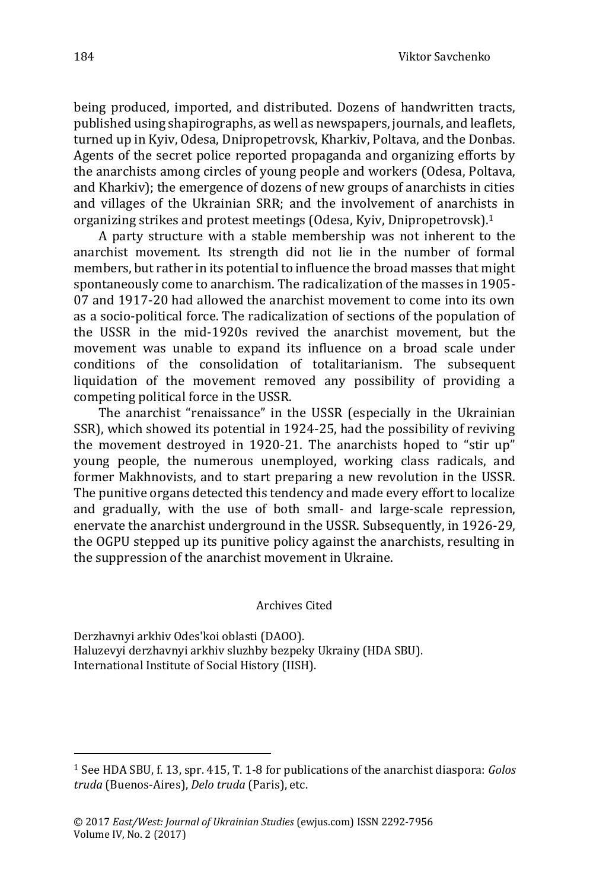being produced, imported, and distributed. Dozens of handwritten tracts, published using shapirographs, as well as newspapers, journals, and leaflets, turned up in Kyiv, Odesa, Dnipropetrovsk, Kharkiv, Poltava, and the Donbas. Agents of the secret police reported propaganda and organizing efforts by the anarchists among circles of young people and workers (Odesa, Poltava, and Kharkiv); the emergence of dozens of new groups of anarchists in cities and villages of the Ukrainian SRR; and the involvement of anarchists in organizing strikes and protest meetings (Odesa, Kyiv, Dnipropetrovsk).[1]

A party structure with a stable membership was not inherent to the anarchist movement. Its strength did not lie in the number of formal members, but rather in its potential to influence the broad masses that might spontaneously come to anarchism. The radicalization of the masses in 1905-07 and 1917-20 had allowed the anarchist movement to come into its own as a socio-political force. The radicalization of sections of the population of the USSR in the mid-1920s revived the anarchist movement, but the movement was unable to expand its influence on a broad scale under conditions of the consolidation of totalitarianism. The subsequent liquidation of the movement removed any possibility of providing a competing political force in the USSR.

The anarchist "renaissance" in the USSR (especially in the Ukrainian SSR), which showed its potential in 1924-25, had the possibility of reviving the movement destroyed in 1920-21. The anarchists hoped to "stir up" young people, the numerous unemployed, working class radicals, and former Makhnovists, and to start preparing a new revolution in the USSR. The punitive organs detected this tendency and made every effort to localize and gradually, with the use of both small- and large-scale repression, enervate the anarchist underground in the USSR. Subsequently, in 1926-29, the OGPU stepped up its punitive policy against the anarchists, resulting in the suppression of the anarchist movement in Ukraine.

## Archives Cited

Derzhavnyi arkhiv Odes'koi oblasti (DAOO).
Haluzevyi derzhavnyi arkhiv sluzhby bezpeky Ukrainy (HDA SBU).
International Institute of Social History (IISH).

---

[1] See HDA SBU, f. 13, spr. 415, T. 1-8 for publications of the anarchist diaspora: *Golos truda* (Buenos-Aires), *Delo truda* (Paris), etc.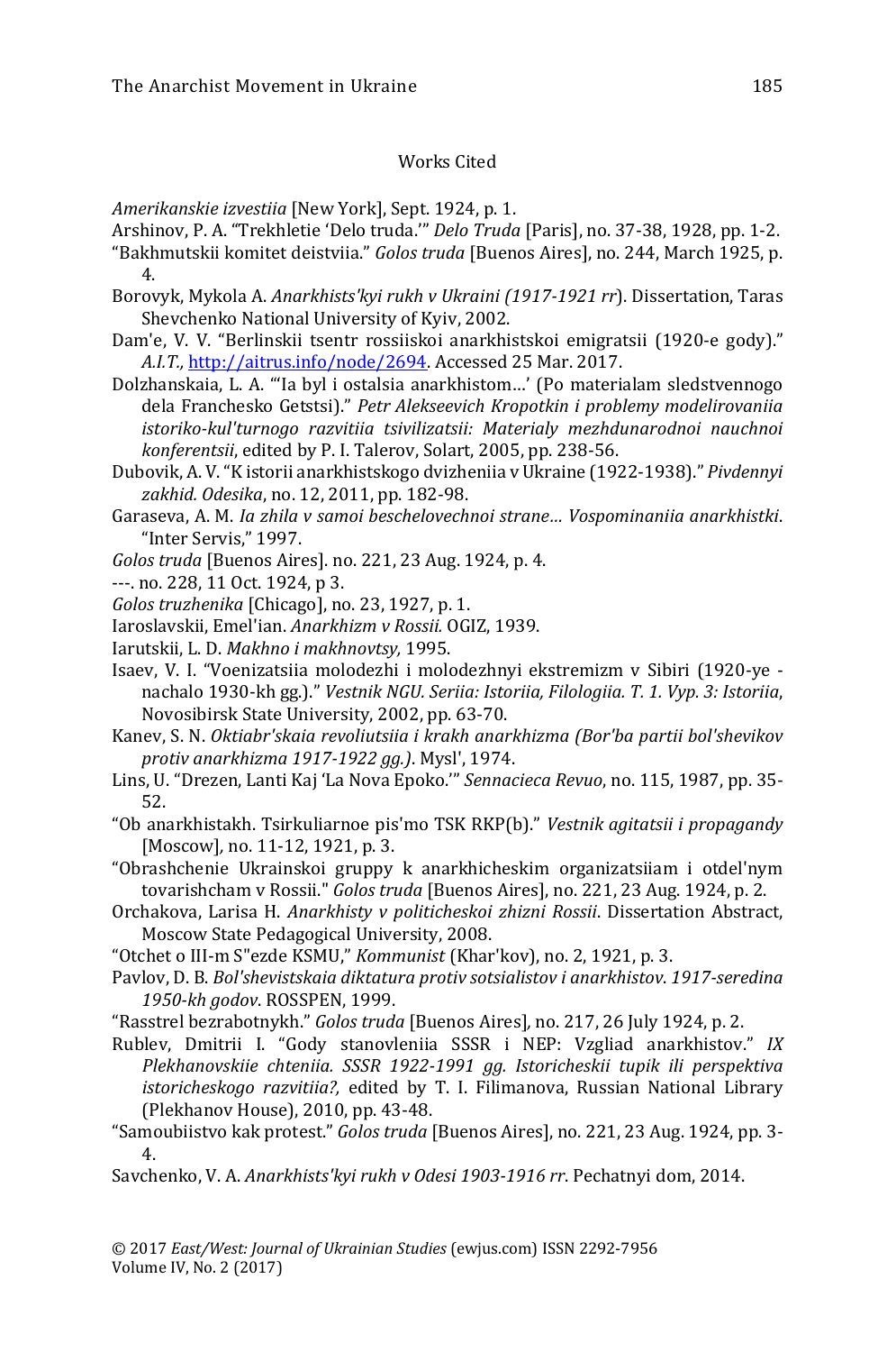## Works Cited

*Amerikanskie izvestiia* [New York], Sept. 1924, p. 1.

Arshinov, P. A. "Trekhletie 'Delo truda.'" *Delo Truda* [Paris], no. 37-38, 1928, pp. 1-2.

"Bakhmutskii komitet deistviia." *Golos truda* [Buenos Aires], no. 244, March 1925, p. 4.

Borovyk, Mykola A. *Anarkhists'kyi rukh v Ukraini (1917-1921 rr*). Dissertation, Taras Shevchenko National University of Kyiv, 2002.

Dam'e, V. V. "Berlinskii tsentr rossiiskoi anarkhistskoi emigratsii (1920-e gody)." *A.I.T.*, http://aitrus.info/node/2694. Accessed 25 Mar. 2017.

Dolzhanskaia, L. A. "'Ia byl i ostalsia anarkhistom…' (Po materialam sledstvennogo dela Franchesko Getstsi)." *Petr Alekseevich Kropotkin i problemy modelirovaniia istoriko-kul'turnogo razvitiia tsivilizatsii: Materialy mezhdunarodnoi nauchnoi konferentsii*, edited by P. I. Talerov, Solart, 2005, pp. 238-56.

Dubovik, A. V. "K istorii anarkhistskogo dvizheniia v Ukraine (1922-1938)." *Pivdennyi zakhid. Odesika*, no. 12, 2011, pp. 182-98.

Garaseva, A. M. *Ia zhila v samoi beschelovechnoi strane… Vospominaniia anarkhistki*. "Inter Servis," 1997.

*Golos truda* [Buenos Aires]. no. 221, 23 Aug. 1924, p. 4.

---. no. 228, 11 Oct. 1924, p 3.

*Golos truzhenika* [Chicago], no. 23, 1927, p. 1.

Iaroslavskii, Emel'ian. *Anarkhizm v Rossii.* OGIZ, 1939.

Iarutskii, L. D. *Makhno i makhnovtsy,* 1995.

Isaev, V. I. "Voenizatsiia molodezhi i molodezhnyi ekstremizm v Sibiri (1920-ye - nachalo 1930-kh gg.)." *Vestnik NGU. Seriia: Istoriia, Filologiia. T. 1. Vyp. 3: Istoriia*, Novosibirsk State University, 2002, pp. 63-70.

Kanev, S. N. *Oktiabr'skaia revoliutsiia i krakh anarkhizma (Bor'ba partii bol'shevikov protiv anarkhizma 1917-1922 gg.)*. Mysl', 1974.

Lins, U. "Drezen, Lanti Kaj 'La Nova Epoko.'" *Sennacieca Revuo*, no. 115, 1987, pp. 35-52.

"Ob anarkhistakh. Tsirkuliarnoe pis'mo TSK RKP(b)." *Vestnik agitatsii i propagandy* [Moscow], no. 11-12, 1921, p. 3.

"Obrashchenie Ukrainskoi gruppy k anarkhicheskim organizatsiiam i otdel'nym tovarishcham v Rossii." *Golos truda* [Buenos Aires], no. 221, 23 Aug. 1924, p. 2.

Orchakova, Larisa H. *Anarkhisty v politicheskoi zhizni Rossii*. Dissertation Abstract, Moscow State Pedagogical University, 2008.

"Otchet o III-m S"ezde KSMU," *Kommunist* (Khar'kov), no. 2, 1921, p. 3.

Pavlov, D. B. *Bol'shevistskaia diktatura protiv sotsialistov i anarkhistov. 1917-seredina 1950-kh godov*. ROSSPEN, 1999.

"Rasstrel bezrabotnykh." *Golos truda* [Buenos Aires], no. 217, 26 July 1924, p. 2.

Rublev, Dmitrii I. "Gody stanovleniia SSSR i NEP: Vzgliad anarkhistov." *IX Plekhanovskiie chteniia. SSSR 1922-1991 gg. Istoricheskii tupik ili perspektiva istoricheskogo razvitiia?,* edited by T. I. Filimanova, Russian National Library (Plekhanov House), 2010, pp. 43-48.

"Samoubiistvo kak protest." *Golos truda* [Buenos Aires], no. 221, 23 Aug. 1924, pp. 3-4.

Savchenko, V. A. *Anarkhists'kyi rukh v Odesi 1903-1916 rr*. Pechatnyi dom, 2014.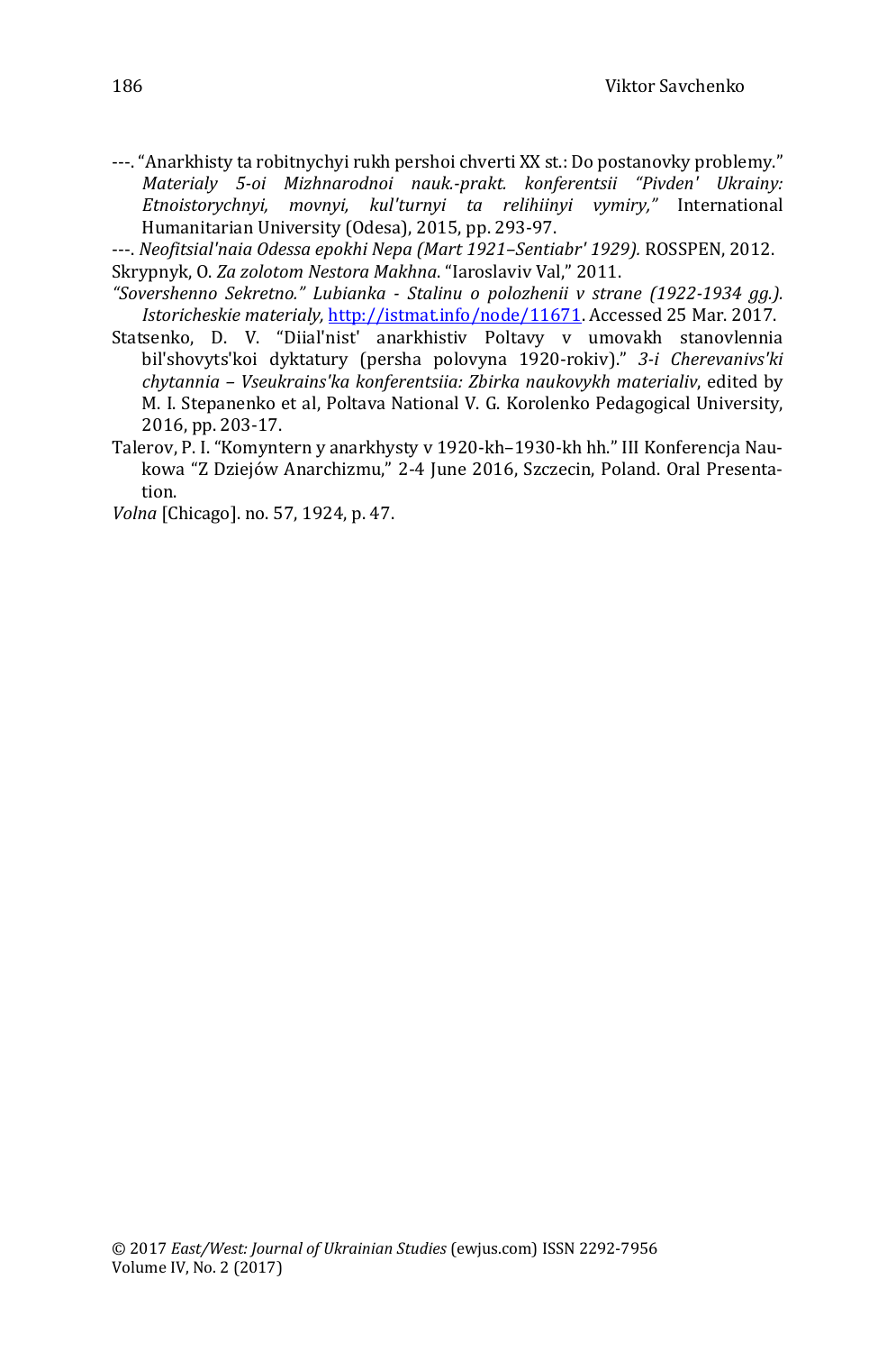---. "Anarkhisty ta robitnychyi rukh pershoi chverti XX st.: Do postanovky problemy." *Materialy 5-oi Mizhnarodnoi nauk.-prakt. konferentsii "Pivden' Ukrainy: Etnoistorychnyi, movnyi, kul'turnyi ta relihiinyi vymiry,"* International Humanitarian University (Odesa), 2015, pp. 293-97.

---. *Neofitsial'naia Odessa epokhi Nepa (Mart 1921–Sentiabr' 1929).* ROSSPEN, 2012.

Skrypnyk, O. *Za zolotom Nestora Makhna*. "Iaroslaviv Val," 2011.

*"Sovershenno Sekretno." Lubianka - Stalinu o polozhenii v strane (1922-1934 gg.). Istoricheskie materialy,* http://istmat.info/node/11671. Accessed 25 Mar. 2017.

Statsenko, D. V. "Diial'nist' anarkhistiv Poltavy v umovakh stanovlennia bil'shovyts'koi dyktatury (persha polovyna 1920-rokiv)." *3-i Cherevanivs'ki chytannia – Vseukrains'ka konferentsiia: Zbirka naukovykh materialiv*, edited by M. I. Stepanenko et al, Poltava National V. G. Korolenko Pedagogical University, 2016, pp. 203-17.

Talerov, P. I. "Komyntern y anarkhysty v 1920-kh–1930-kh hh." III Konferencja Naukowa "Z Dziejów Anarchizmu," 2-4 June 2016, Szczecin, Poland. Oral Presentation.

*Volna* [Chicago]. no. 57, 1924, p. 47.